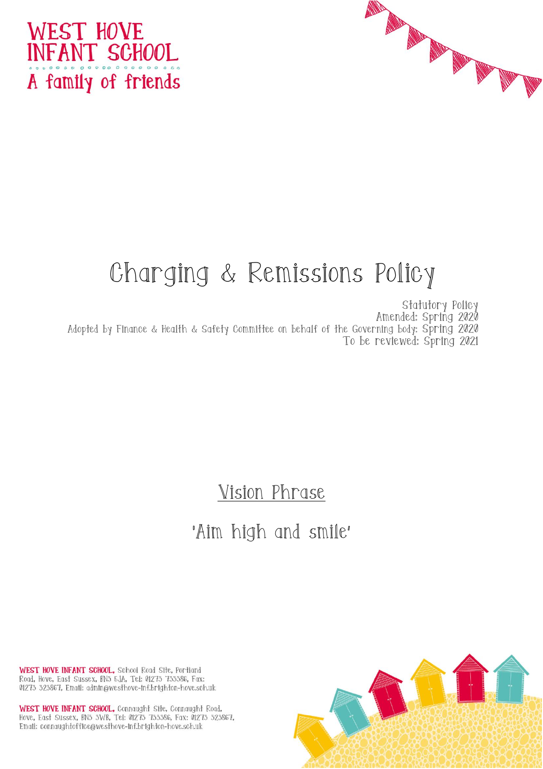WEST HOVE INFANT SCHOOL

A family of friends

# Charging & Remissions Policy

Statutory Policy
Amended: Spring 2020
Adopted by Finance & Health & Safety Committee on behalf of the Governing body: Spring 2020
To be reviewed: Spring 2021

## Vision Phrase

'Aim high and smile'

**WEST HOVE INFANT SCHOOL**, School Road Site, Portland Road, Hove, East Sussex, BN3 5JA, Tel: 01273 733386, Fax: 01273 323867, Email: admin@westhove-inf.brighton-hove.sch.uk

**WEST HOVE INFANT SCHOOL**, Connaught Site, Connaught Road, Hove, East Sussex, BN3 3WB, Tel: 01273 733386, Fax: 01273 323867, Email: connaughtoffice@westhove-inf.brighton-hove.sch.uk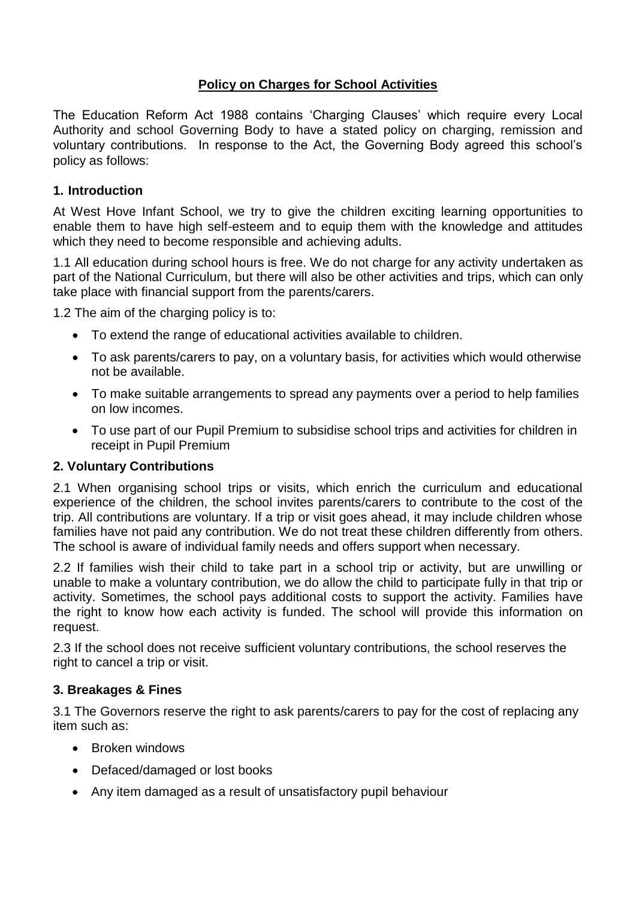# Policy on Charges for School Activities

The Education Reform Act 1988 contains 'Charging Clauses' which require every Local Authority and school Governing Body to have a stated policy on charging, remission and voluntary contributions. In response to the Act, the Governing Body agreed this school's policy as follows:

## 1. Introduction

At West Hove Infant School, we try to give the children exciting learning opportunities to enable them to have high self-esteem and to equip them with the knowledge and attitudes which they need to become responsible and achieving adults.

1.1 All education during school hours is free. We do not charge for any activity undertaken as part of the National Curriculum, but there will also be other activities and trips, which can only take place with financial support from the parents/carers.

1.2 The aim of the charging policy is to:

- To extend the range of educational activities available to children.
- To ask parents/carers to pay, on a voluntary basis, for activities which would otherwise not be available.
- To make suitable arrangements to spread any payments over a period to help families on low incomes.
- To use part of our Pupil Premium to subsidise school trips and activities for children in receipt in Pupil Premium

## 2. Voluntary Contributions

2.1 When organising school trips or visits, which enrich the curriculum and educational experience of the children, the school invites parents/carers to contribute to the cost of the trip. All contributions are voluntary. If a trip or visit goes ahead, it may include children whose families have not paid any contribution. We do not treat these children differently from others. The school is aware of individual family needs and offers support when necessary.

2.2 If families wish their child to take part in a school trip or activity, but are unwilling or unable to make a voluntary contribution, we do allow the child to participate fully in that trip or activity. Sometimes, the school pays additional costs to support the activity. Families have the right to know how each activity is funded. The school will provide this information on request.

2.3 If the school does not receive sufficient voluntary contributions, the school reserves the right to cancel a trip or visit.

## 3. Breakages & Fines

3.1 The Governors reserve the right to ask parents/carers to pay for the cost of replacing any item such as:

- Broken windows
- Defaced/damaged or lost books
- Any item damaged as a result of unsatisfactory pupil behaviour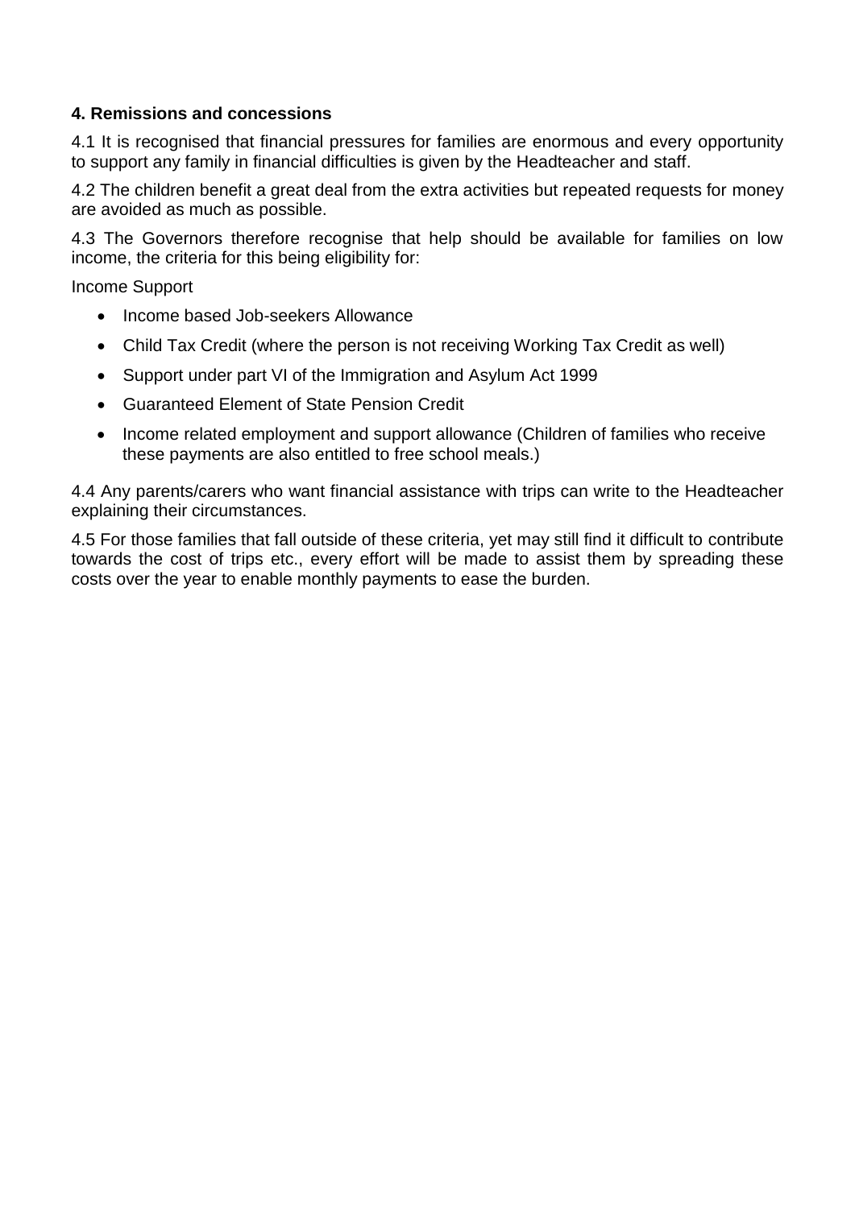#### 4. Remissions and concessions

4.1 It is recognised that financial pressures for families are enormous and every opportunity to support any family in financial difficulties is given by the Headteacher and staff.

4.2 The children benefit a great deal from the extra activities but repeated requests for money are avoided as much as possible.

4.3 The Governors therefore recognise that help should be available for families on low income, the criteria for this being eligibility for:

Income Support

- Income based Job-seekers Allowance
- Child Tax Credit (where the person is not receiving Working Tax Credit as well)
- Support under part VI of the Immigration and Asylum Act 1999
- Guaranteed Element of State Pension Credit
- Income related employment and support allowance (Children of families who receive these payments are also entitled to free school meals.)

4.4 Any parents/carers who want financial assistance with trips can write to the Headteacher explaining their circumstances.

4.5 For those families that fall outside of these criteria, yet may still find it difficult to contribute towards the cost of trips etc., every effort will be made to assist them by spreading these costs over the year to enable monthly payments to ease the burden.